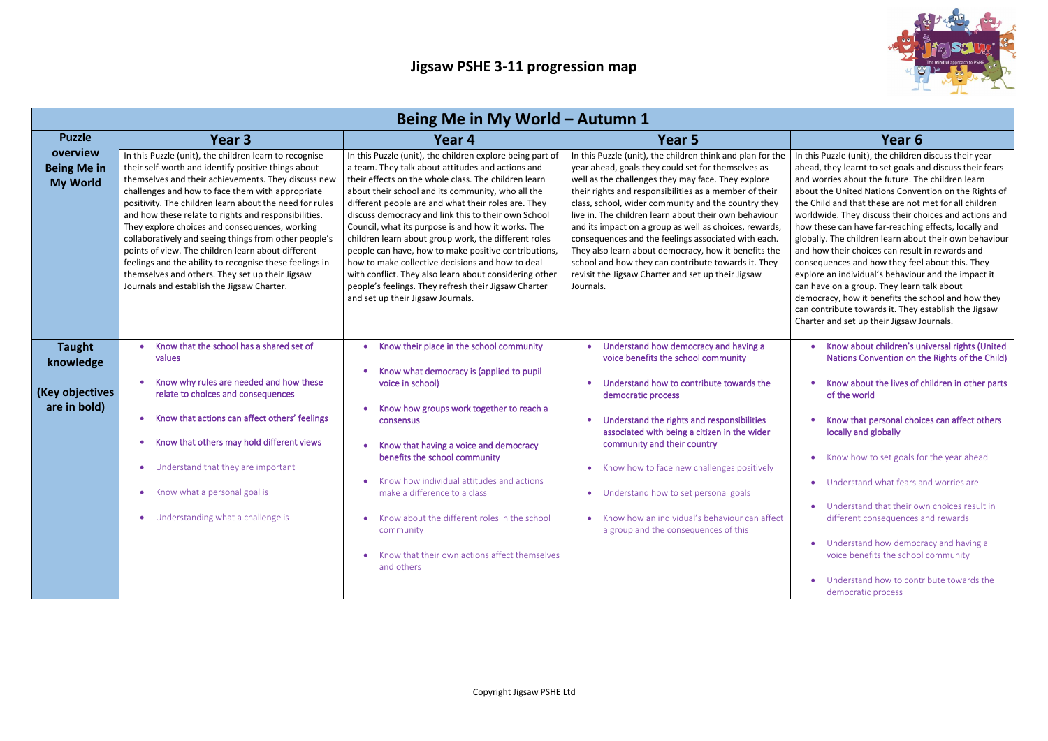# Jigsaw PSHE 3-11 progression map

| Being Me in My World – Autumn 1 | | | | |
|---|---|---|---|---|
| **Puzzle overview Being Me in My World** | **Year 3** | **Year 4** | **Year 5** | **Year 6** |
| | In this Puzzle (unit), the children learn to recognise their self-worth and identify positive things about themselves and their achievements. They discuss new challenges and how to face them with appropriate positivity. The children learn about the need for rules and how these relate to rights and responsibilities. They explore choices and consequences, working collaboratively and seeing things from other people's points of view. The children learn about different feelings and the ability to recognise these feelings in themselves and others. They set up their Jigsaw Journals and establish the Jigsaw Charter. | In this Puzzle (unit), the children explore being part of a team. They talk about attitudes and actions and their effects on the whole class. The children learn about their school and its community, who all the different people are and what their roles are. They discuss democracy and link this to their own School Council, what its purpose is and how it works. The children learn about group work, the different roles people can have, how to make positive contributions, how to make collective decisions and how to deal with conflict. They also learn about considering other people's feelings. They refresh their Jigsaw Charter and set up their Jigsaw Journals. | In this Puzzle (unit), the children think and plan for the year ahead, goals they could set for themselves as well as the challenges they may face. They explore their rights and responsibilities as a member of their class, school, wider community and the country they live in. The children learn about their own behaviour and its impact on a group as well as choices, rewards, consequences and the feelings associated with each. They also learn about democracy, how it benefits the school and how they can contribute towards it. They revisit the Jigsaw Charter and set up their Jigsaw Journals. | In this Puzzle (unit), the children discuss their year ahead, they learnt to set goals and discuss their fears and worries about the future. The children learn about the United Nations Convention on the Rights of the Child and that these are not met for all children worldwide. They discuss their choices and actions and how these can have far-reaching effects, locally and globally. The children learn about their own behaviour and how their choices can result in rewards and consequences and how they feel about this. They explore an individual's behaviour and the impact it can have on a group. They learn talk about democracy, how it benefits the school and how they can contribute towards it. They establish the Jigsaw Charter and set up their Jigsaw Journals. |
| **Taught knowledge (Key objectives are in bold)** | • **Know that the school has a shared set of values**<br>• **Know why rules are needed and how these relate to choices and consequences**<br>• **Know that actions can affect others' feelings**<br>• **Know that others may hold different views**<br>• Understand that they are important<br>• Know what a personal goal is<br>• Understanding what a challenge is | • **Know their place in the school community**<br>• **Know what democracy is (applied to pupil voice in school)**<br>• **Know how groups work together to reach a consensus**<br>• **Know that having a voice and democracy benefits the school community**<br>• Know how individual attitudes and actions make a difference to a class<br>• Know about the different roles in the school community<br>• Know that their own actions affect themselves and others | • **Understand how democracy and having a voice benefits the school community**<br>• **Understand how to contribute towards the democratic process**<br>• **Understand the rights and responsibilities associated with being a citizen in the wider community and their country**<br>• Know how to face new challenges positively<br>• Understand how to set personal goals<br>• Know how an individual's behaviour can affect a group and the consequences of this | • **Know about children's universal rights (United Nations Convention on the Rights of the Child)**<br>• **Know about the lives of children in other parts of the world**<br>• **Know that personal choices can affect others locally and globally**<br>• Know how to set goals for the year ahead<br>• Understand what fears and worries are<br>• Understand that their own choices result in different consequences and rewards<br>• Understand how democracy and having a voice benefits the school community<br>• Understand how to contribute towards the democratic process |

Copyright Jigsaw PSHE Ltd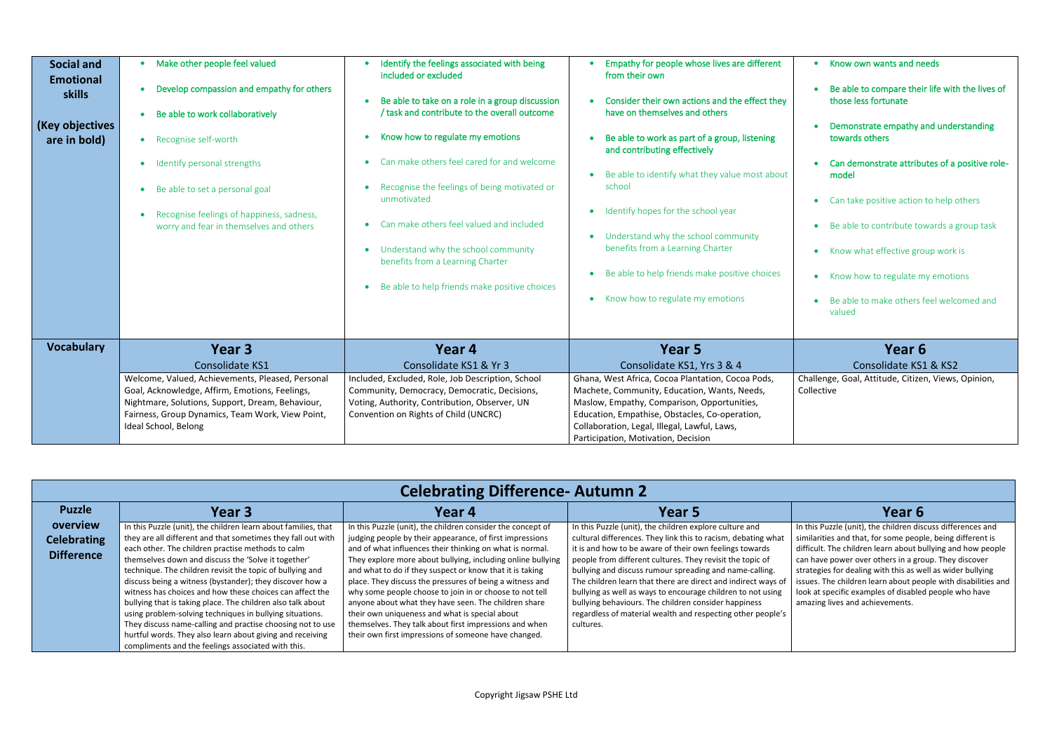| Social and Emotional skills<br><br>(Key objectives are in bold) | • **Make other people feel valued**<br>• **Develop compassion and empathy for others**<br>• **Be able to work collaboratively**<br>• Recognise self-worth<br>• Identify personal strengths<br>• Be able to set a personal goal<br>• Recognise feelings of happiness, sadness, worry and fear in themselves and others | • **Identify the feelings associated with being included or excluded**<br>• **Be able to take on a role in a group discussion / task and contribute to the overall outcome**<br>• **Know how to regulate my emotions**<br>• Can make others feel cared for and welcome<br>• Recognise the feelings of being motivated or unmotivated<br>• Can make others feel valued and included<br>• Understand why the school community benefits from a Learning Charter<br>• Be able to help friends make positive choices | • **Empathy for people whose lives are different from their own**<br>• **Consider their own actions and the effect they have on themselves and others**<br>• **Be able to work as part of a group, listening and contributing effectively**<br>• Be able to identify what they value most about school<br>• Identify hopes for the school year<br>• Understand why the school community benefits from a Learning Charter<br>• Be able to help friends make positive choices<br>• Know how to regulate my emotions | • **Know own wants and needs**<br>• **Be able to compare their life with the lives of those less fortunate**<br>• **Demonstrate empathy and understanding towards others**<br>• **Can demonstrate attributes of a positive role-model**<br>• Can take positive action to help others<br>• Be able to contribute towards a group task<br>• Know what effective group work is<br>• Know how to regulate my emotions<br>• Be able to make others feel welcomed and valued |
|---|---|---|---|---|
| **Vocabulary** | **Year 3**<br>Consolidate KS1 | **Year 4**<br>Consolidate KS1 & Yr 3 | **Year 5**<br>Consolidate KS1, Yrs 3 & 4 | **Year 6**<br>Consolidate KS1 & KS2 |
| | Welcome, Valued, Achievements, Pleased, Personal Goal, Acknowledge, Affirm, Emotions, Feelings, Nightmare, Solutions, Support, Dream, Behaviour, Fairness, Group Dynamics, Team Work, View Point, Ideal School, Belong | Included, Excluded, Role, Job Description, School Community, Democracy, Democratic, Decisions, Voting, Authority, Contribution, Observer, UN Convention on Rights of Child (UNCRC) | Ghana, West Africa, Cocoa Plantation, Cocoa Pods, Machete, Community, Education, Wants, Needs, Maslow, Empathy, Comparison, Opportunities, Education, Empathise, Obstacles, Co-operation, Collaboration, Legal, Illegal, Lawful, Laws, Participation, Motivation, Decision | Challenge, Goal, Attitude, Citizen, Views, Opinion, Collective |

## Celebrating Difference- Autumn 2

| Puzzle overview Celebrating Difference | Year 3 | Year 4 | Year 5 | Year 6 |
|---|---|---|---|---|
| | In this Puzzle (unit), the children learn about families, that they are all different and that sometimes they fall out with each other. The children practise methods to calm themselves down and discuss the 'Solve it together' technique. The children revisit the topic of bullying and discuss being a witness (bystander); they discover how a witness has choices and how these choices can affect the bullying that is taking place. The children also talk about using problem-solving techniques in bullying situations. They discuss name-calling and practise choosing not to use hurtful words. They also learn about giving and receiving compliments and the feelings associated with this. | In this Puzzle (unit), the children consider the concept of judging people by their appearance, of first impressions and of what influences their thinking on what is normal. They explore more about bullying, including online bullying and what to do if they suspect or know that it is taking place. They discuss the pressures of being a witness and why some people choose to join in or choose to not tell anyone about what they have seen. The children share their own uniqueness and what is special about themselves. They talk about first impressions and when their own first impressions of someone have changed. | In this Puzzle (unit), the children explore culture and cultural differences. They link this to racism, debating what it is and how to be aware of their own feelings towards people from different cultures. They revisit the topic of bullying and discuss rumour spreading and name-calling. The children learn that there are direct and indirect ways of bullying as well as ways to encourage children to not using bullying behaviours. The children consider happiness regardless of material wealth and respecting other people's cultures. | In this Puzzle (unit), the children discuss differences and similarities and that, for some people, being different is difficult. The children learn about bullying and how people can have power over others in a group. They discover strategies for dealing with this as well as wider bullying issues. The children learn about people with disabilities and look at specific examples of disabled people who have amazing lives and achievements. |

Copyright Jigsaw PSHE Ltd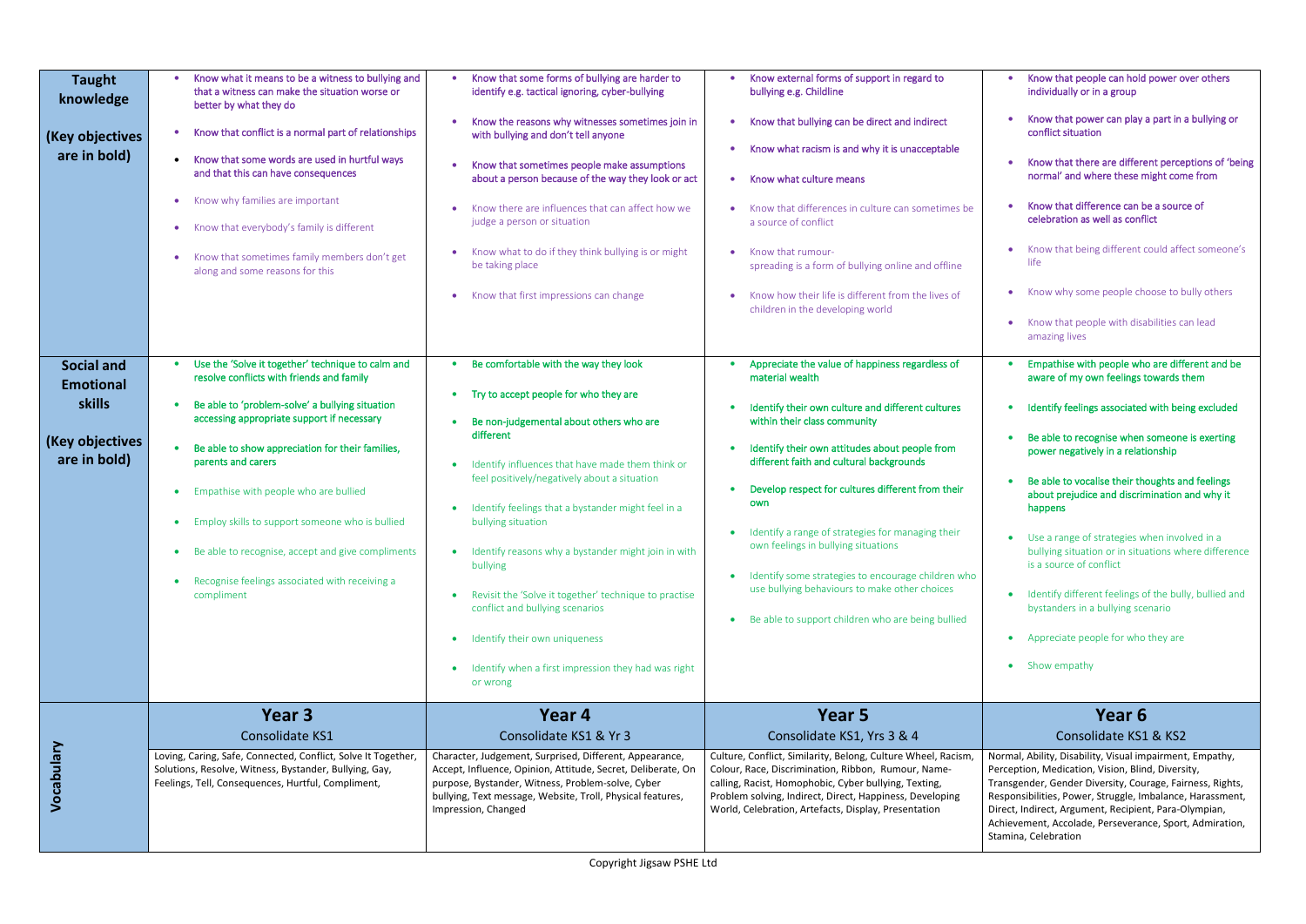| | Year 3 | Year 4 | Year 5 | Year 6 |
|---|---|---|---|---|
| **Taught knowledge**<br><br>**(Key objectives are in bold)** | • **Know what it means to be a witness to bullying and that a witness can make the situation worse or better by what they do**<br>• **Know that conflict is a normal part of relationships**<br>• **Know that some words are used in hurtful ways and that this can have consequences**<br>• Know why families are important<br>• Know that everybody's family is different<br>• Know that sometimes family members don't get along and some reasons for this | • **Know that some forms of bullying are harder to identify e.g. tactical ignoring, cyber-bullying**<br>• **Know the reasons why witnesses sometimes join in with bullying and don't tell anyone**<br>• **Know that sometimes people make assumptions about a person because of the way they look or act**<br>• Know there are influences that can affect how we judge a person or situation<br>• Know what to do if they think bullying is or might be taking place<br>• Know that first impressions can change | • **Know external forms of support in regard to bullying e.g. Childline**<br>• **Know that bullying can be direct and indirect**<br>• **Know what racism is and why it is unacceptable**<br>• **Know what culture means**<br>• Know that differences in culture can sometimes be a source of conflict<br>• Know that rumour-spreading is a form of bullying online and offline<br>• Know how their life is different from the lives of children in the developing world | • **Know that people can hold power over others individually or in a group**<br>• **Know that power can play a part in a bullying or conflict situation**<br>• **Know that there are different perceptions of 'being normal' and where these might come from**<br>• **Know that difference can be a source of celebration as well as conflict**<br>• Know that being different could affect someone's life<br>• Know why some people choose to bully others<br>• Know that people with disabilities can lead amazing lives |
| **Social and Emotional skills**<br><br>**(Key objectives are in bold)** | • **Use the 'Solve it together' technique to calm and resolve conflicts with friends and family**<br>• **Be able to 'problem-solve' a bullying situation accessing appropriate support if necessary**<br>• **Be able to show appreciation for their families, parents and carers**<br>• Empathise with people who are bullied<br>• Employ skills to support someone who is bullied<br>• Be able to recognise, accept and give compliments<br>• Recognise feelings associated with receiving a compliment | • **Be comfortable with the way they look**<br>• **Try to accept people for who they are**<br>• **Be non-judgemental about others who are different**<br>• Identify influences that have made them think or feel positively/negatively about a situation<br>• Identify feelings that a bystander might feel in a bullying situation<br>• Identify reasons why a bystander might join in with bullying<br>• Revisit the 'Solve it together' technique to practise conflict and bullying scenarios<br>• Identify their own uniqueness<br>• Identify when a first impression they had was right or wrong | • **Appreciate the value of happiness regardless of material wealth**<br>• **Identify their own culture and different cultures within their class community**<br>• **Identify their own attitudes about people from different faith and cultural backgrounds**<br>• **Develop respect for cultures different from their own**<br>• Identify a range of strategies for managing their own feelings in bullying situations<br>• Identify some strategies to encourage children who use bullying behaviours to make other choices<br>• Be able to support children who are being bullied | • **Empathise with people who are different and be aware of my own feelings towards them**<br>• **Identify feelings associated with being excluded**<br>• **Be able to recognise when someone is exerting power negatively in a relationship**<br>• **Be able to vocalise their thoughts and feelings about prejudice and discrimination and why it happens**<br>• Use a range of strategies when involved in a bullying situation or in situations where difference is a source of conflict<br>• Identify different feelings of the bully, bullied and bystanders in a bullying scenario<br>• Appreciate people for who they are<br>• Show empathy |
| **Vocabulary** | **Year 3**<br>Consolidate KS1<br><br>Loving, Caring, Safe, Connected, Conflict, Solve It Together, Solutions, Resolve, Witness, Bystander, Bullying, Gay, Feelings, Tell, Consequences, Hurtful, Compliment, | **Year 4**<br>Consolidate KS1 & Yr 3<br><br>Character, Judgement, Surprised, Different, Appearance, Accept, Influence, Opinion, Attitude, Secret, Deliberate, On purpose, Bystander, Witness, Problem-solve, Cyber bullying, Text message, Website, Troll, Physical features, Impression, Changed | **Year 5**<br>Consolidate KS1, Yrs 3 & 4<br><br>Culture, Conflict, Similarity, Belong, Culture Wheel, Racism, Colour, Race, Discrimination, Ribbon, Rumour, Name-calling, Racist, Homophobic, Cyber bullying, Texting, Problem solving, Indirect, Direct, Happiness, Developing World, Celebration, Artefacts, Display, Presentation | **Year 6**<br>Consolidate KS1 & KS2<br><br>Normal, Ability, Disability, Visual impairment, Empathy, Perception, Medication, Vision, Blind, Diversity, Transgender, Gender Diversity, Courage, Fairness, Rights, Responsibilities, Power, Struggle, Imbalance, Harassment, Direct, Indirect, Argument, Recipient, Para-Olympian, Achievement, Accolade, Perseverance, Sport, Admiration, Stamina, Celebration |

Copyright Jigsaw PSHE Ltd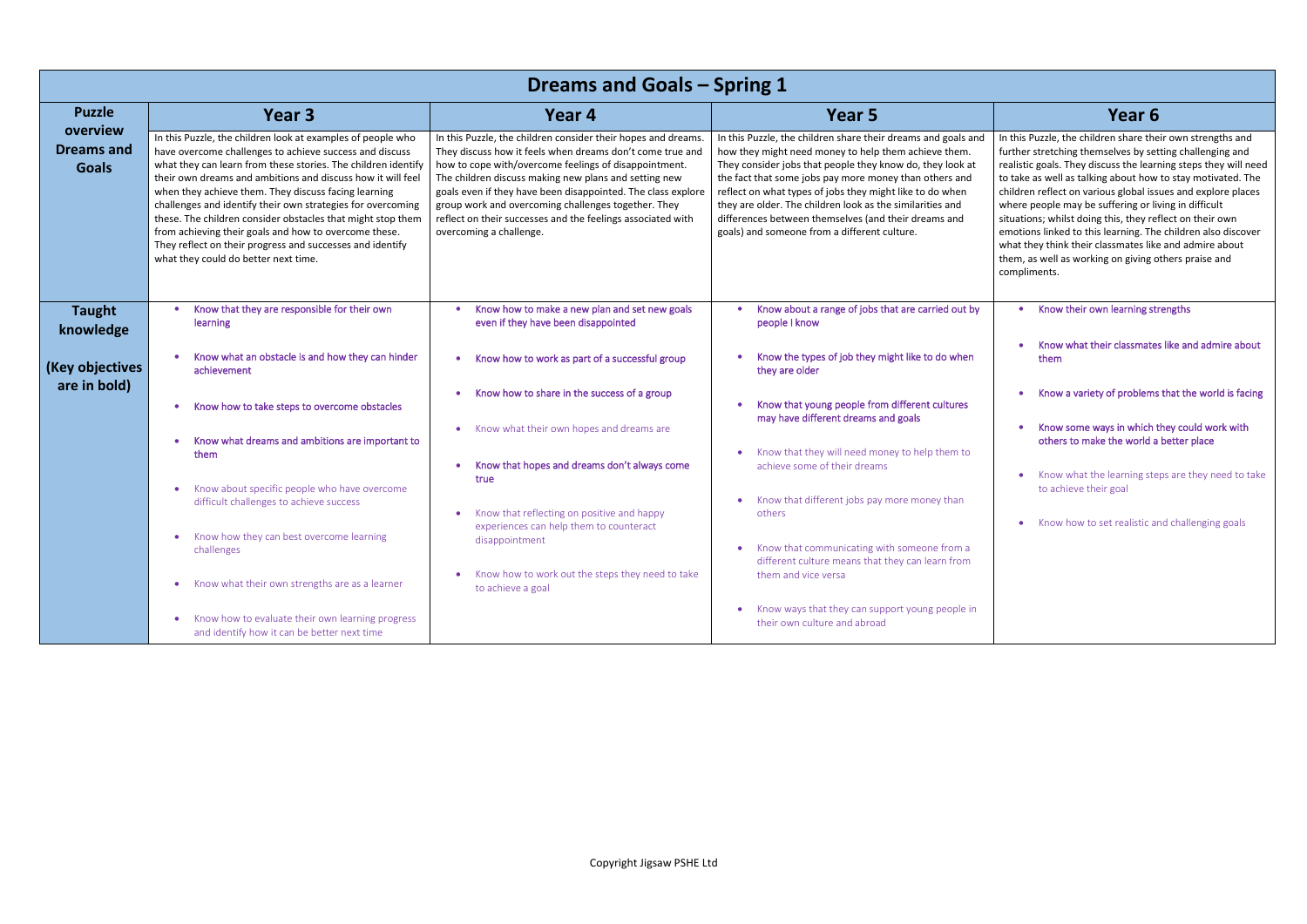| Dreams and Goals – Spring 1 | | | | |
|---|---|---|---|---|
| **Puzzle overview Dreams and Goals** | **Year 3** | **Year 4** | **Year 5** | **Year 6** |
| | In this Puzzle, the children look at examples of people who have overcome challenges to achieve success and discuss what they can learn from these stories. The children identify their own dreams and ambitions and discuss how it will feel when they achieve them. They discuss facing learning challenges and identify their own strategies for overcoming these. The children consider obstacles that might stop them from achieving their goals and how to overcome these. They reflect on their progress and successes and identify what they could do better next time. | In this Puzzle, the children consider their hopes and dreams. They discuss how it feels when dreams don't come true and how to cope with/overcome feelings of disappointment. The children discuss making new plans and setting new goals even if they have been disappointed. The class explore group work and overcoming challenges together. They reflect on their successes and the feelings associated with overcoming a challenge. | In this Puzzle, the children share their dreams and goals and how they might need money to help them achieve them. They consider jobs that people they know do, they look at the fact that some jobs pay more money than others and reflect on what types of jobs they might like to do when they are older. The children look as the similarities and differences between themselves (and their dreams and goals) and someone from a different culture. | In this Puzzle, the children share their own strengths and further stretching themselves by setting challenging and realistic goals. They discuss the learning steps they will need to take as well as talking about how to stay motivated. The children reflect on various global issues and explore places where people may be suffering or living in difficult situations; whilst doing this, they reflect on their own emotions linked to this learning. The children also discover what they think their classmates like and admire about them, as well as working on giving others praise and compliments. |
| **Taught knowledge (Key objectives are in bold)** | • **Know that they are responsible for their own learning**<br>• **Know what an obstacle is and how they can hinder achievement**<br>• **Know how to take steps to overcome obstacles**<br>• **Know what dreams and ambitions are important to them**<br>• Know about specific people who have overcome difficult challenges to achieve success<br>• Know how they can best overcome learning challenges<br>• Know what their own strengths are as a learner<br>• Know how to evaluate their own learning progress and identify how it can be better next time | • **Know how to make a new plan and set new goals even if they have been disappointed**<br>• **Know how to work as part of a successful group**<br>• **Know how to share in the success of a group**<br>• Know what their own hopes and dreams are<br>• **Know that hopes and dreams don't always come true**<br>• Know that reflecting on positive and happy experiences can help them to counteract disappointment<br>• Know how to work out the steps they need to take to achieve a goal | • **Know about a range of jobs that are carried out by people I know**<br>• **Know the types of job they might like to do when they are older**<br>• **Know that young people from different cultures may have different dreams and goals**<br>• Know that they will need money to help them to achieve some of their dreams<br>• Know that different jobs pay more money than others<br>• Know that communicating with someone from a different culture means that they can learn from them and vice versa<br>• Know ways that they can support young people in their own culture and abroad | • **Know their own learning strengths**<br>• **Know what their classmates like and admire about them**<br>• **Know a variety of problems that the world is facing**<br>• **Know some ways in which they could work with others to make the world a better place**<br>• Know what the learning steps are they need to take to achieve their goal<br>• Know how to set realistic and challenging goals |

Copyright Jigsaw PSHE Ltd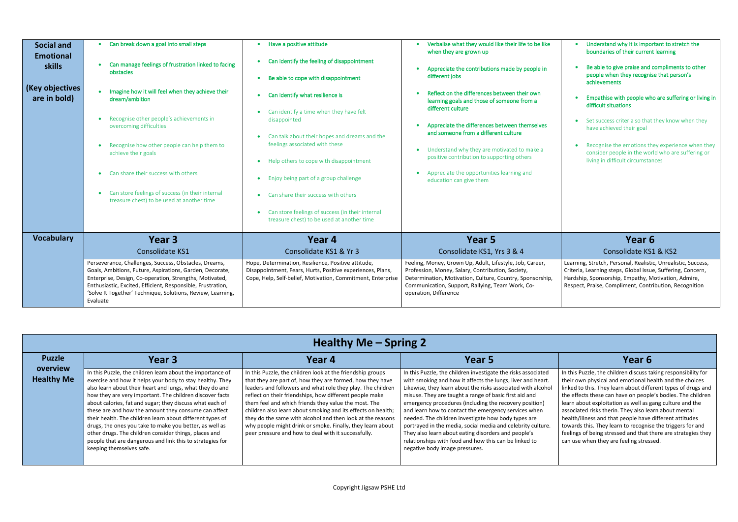| **Social and Emotional skills (Key objectives are in bold)** | **• Can break down a goal into small steps**<br>**• Can manage feelings of frustration linked to facing obstacles**<br>**• Imagine how it will feel when they achieve their dream/ambition**<br>• Recognise other people's achievements in overcoming difficulties<br>• Recognise how other people can help them to achieve their goals<br>• Can share their success with others<br>• Can store feelings of success (in their internal treasure chest) to be used at another time | **• Have a positive attitude**<br>**• Can identify the feeling of disappointment**<br>**• Be able to cope with disappointment**<br>**• Can identify what resilience is**<br>• Can identify a time when they have felt disappointed<br>• Can talk about their hopes and dreams and the feelings associated with these<br>• Help others to cope with disappointment<br>• Enjoy being part of a group challenge<br>• Can share their success with others<br>• Can store feelings of success (in their internal treasure chest) to be used at another time | **• Verbalise what they would like their life to be like when they are grown up**<br>**• Appreciate the contributions made by people in different jobs**<br>**• Reflect on the differences between their own learning goals and those of someone from a different culture**<br>**• Appreciate the differences between themselves and someone from a different culture**<br>• Understand why they are motivated to make a positive contribution to supporting others<br>• Appreciate the opportunities learning and education can give them | **• Understand why it is important to stretch the boundaries of their current learning**<br>**• Be able to give praise and compliments to other people when they recognise that person's achievements**<br>**• Empathise with people who are suffering or living in difficult situations**<br>• Set success criteria so that they know when they have achieved their goal<br>• Recognise the emotions they experience when they consider people in the world who are suffering or living in difficult circumstances |
|---|---|---|---|---|
| **Vocabulary** | **Year 3**<br>Consolidate KS1 | **Year 4**<br>Consolidate KS1 & Yr 3 | **Year 5**<br>Consolidate KS1, Yrs 3 & 4 | **Year 6**<br>Consolidate KS1 & KS2 |
| | Perseverance, Challenges, Success, Obstacles, Dreams, Goals, Ambitions, Future, Aspirations, Garden, Decorate, Enterprise, Design, Co-operation, Strengths, Motivated, Enthusiastic, Excited, Efficient, Responsible, Frustration, 'Solve It Together' Technique, Solutions, Review, Learning, Evaluate | Hope, Determination, Resilience, Positive attitude, Disappointment, Fears, Hurts, Positive experiences, Plans, Cope, Help, Self-belief, Motivation, Commitment, Enterprise | Feeling, Money, Grown Up, Adult, Lifestyle, Job, Career, Profession, Money, Salary, Contribution, Society, Determination, Motivation, Culture, Country, Sponsorship, Communication, Support, Rallying, Team Work, Co-operation, Difference | Learning, Stretch, Personal, Realistic, Unrealistic, Success, Criteria, Learning steps, Global issue, Suffering, Concern, Hardship, Sponsorship, Empathy, Motivation, Admire, Respect, Praise, Compliment, Contribution, Recognition |

## Healthy Me – Spring 2

| **Puzzle overview Healthy Me** | **Year 3** | **Year 4** | **Year 5** | **Year 6** |
|---|---|---|---|---|
| | In this Puzzle, the children learn about the importance of exercise and how it helps your body to stay healthy. They also learn about their heart and lungs, what they do and how they are very important. The children discover facts about calories, fat and sugar; they discuss what each of these are and how the amount they consume can affect their health. The children learn about different types of drugs, the ones you take to make you better, as well as other drugs. The children consider things, places and people that are dangerous and link this to strategies for keeping themselves safe. | In this Puzzle, the children look at the friendship groups that they are part of, how they are formed, how they have leaders and followers and what role they play. The children reflect on their friendships, how different people make them feel and which friends they value the most. The children also learn about smoking and its effects on health; they do the same with alcohol and then look at the reasons why people might drink or smoke. Finally, they learn about peer pressure and how to deal with it successfully. | In this Puzzle, the children investigate the risks associated with smoking and how it affects the lungs, liver and heart. Likewise, they learn about the risks associated with alcohol misuse. They are taught a range of basic first aid and emergency procedures (including the recovery position) and learn how to contact the emergency services when needed. The children investigate how body types are portrayed in the media, social media and celebrity culture. They also learn about eating disorders and people's relationships with food and how this can be linked to negative body image pressures. | In this Puzzle, the children discuss taking responsibility for their own physical and emotional health and the choices linked to this. They learn about different types of drugs and the effects these can have on people's bodies. The children learn about exploitation as well as gang culture and the associated risks therin. They also learn about mental health/illness and that people have different attitudes towards this. They learn to recognise the triggers for and feelings of being stressed and that there are strategies they can use when they are feeling stressed. |

Copyright Jigsaw PSHE Ltd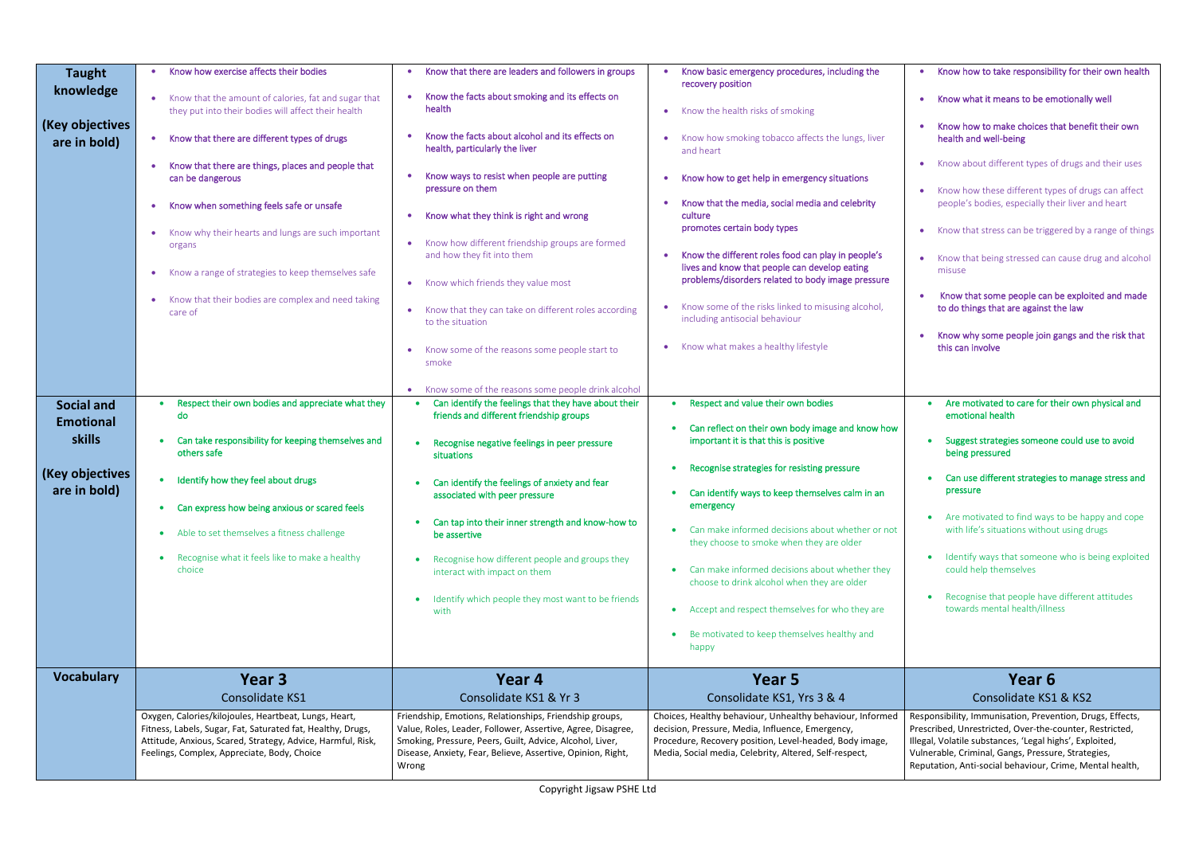| | | | | |
|---|---|---|---|---|
| **Taught knowledge**<br><br>**(Key objectives are in bold)** | • **Know how exercise affects their bodies**<br><br>• Know that the amount of calories, fat and sugar that they put into their bodies will affect their health<br><br>• **Know that there are different types of drugs**<br><br>• **Know that there are things, places and people that can be dangerous**<br><br>• **Know when something feels safe or unsafe**<br><br>• Know why their hearts and lungs are such important organs<br><br>• Know a range of strategies to keep themselves safe<br><br>• Know that their bodies are complex and need taking care of | • **Know that there are leaders and followers in groups**<br><br>• **Know the facts about smoking and its effects on health**<br><br>• **Know the facts about alcohol and its effects on health, particularly the liver**<br><br>• **Know ways to resist when people are putting pressure on them**<br><br>• **Know what they think is right and wrong**<br><br>• Know how different friendship groups are formed and how they fit into them<br><br>• Know which friends they value most<br><br>• Know that they can take on different roles according to the situation<br><br>• Know some of the reasons some people start to smoke<br><br>• Know some of the reasons some people drink alcohol | • **Know basic emergency procedures, including the recovery position**<br><br>• Know the health risks of smoking<br><br>• Know how smoking tobacco affects the lungs, liver and heart<br><br>• **Know how to get help in emergency situations**<br><br>• **Know that the media, social media and celebrity culture promotes certain body types**<br><br>• **Know the different roles food can play in people's lives and know that people can develop eating problems/disorders related to body image pressure**<br><br>• Know some of the risks linked to misusing alcohol, including antisocial behaviour<br><br>• Know what makes a healthy lifestyle | • **Know how to take responsibility for their own health**<br><br>• **Know what it means to be emotionally well**<br><br>• **Know how to make choices that benefit their own health and well-being**<br><br>• Know about different types of drugs and their uses<br><br>• Know how these different types of drugs can affect people's bodies, especially their liver and heart<br><br>• Know that stress can be triggered by a range of things<br><br>• Know that being stressed can cause drug and alcohol misuse<br><br>• **Know that some people can be exploited and made to do things that are against the law**<br><br>• **Know why some people join gangs and the risk that this can involve** |
| **Social and Emotional skills**<br><br>**(Key objectives are in bold)** | • **Respect their own bodies and appreciate what they do**<br><br>• **Can take responsibility for keeping themselves and others safe**<br><br>• **Identify how they feel about drugs**<br><br>• **Can express how being anxious or scared feels**<br><br>• Able to set themselves a fitness challenge<br><br>• Recognise what it feels like to make a healthy choice | • **Can identify the feelings that they have about their friends and different friendship groups**<br><br>• **Recognise negative feelings in peer pressure situations**<br><br>• **Can identify the feelings of anxiety and fear associated with peer pressure**<br><br>• **Can tap into their inner strength and know-how to be assertive**<br><br>• Recognise how different people and groups they interact with impact on them<br><br>• Identify which people they most want to be friends with | • **Respect and value their own bodies**<br><br>• **Can reflect on their own body image and know how important it is that this is positive**<br><br>• **Recognise strategies for resisting pressure**<br><br>• **Can identify ways to keep themselves calm in an emergency**<br><br>• Can make informed decisions about whether or not they choose to smoke when they are older<br><br>• Can make informed decisions about whether they choose to drink alcohol when they are older<br><br>• Accept and respect themselves for who they are<br><br>• Be motivated to keep themselves healthy and happy | • **Are motivated to care for their own physical and emotional health**<br><br>• **Suggest strategies someone could use to avoid being pressured**<br><br>• **Can use different strategies to manage stress and pressure**<br><br>• Are motivated to find ways to be happy and cope with life's situations without using drugs<br><br>• Identify ways that someone who is being exploited could help themselves<br><br>• Recognise that people have different attitudes towards mental health/illness |
| **Vocabulary** | **Year 3**<br>Consolidate KS1 | **Year 4**<br>Consolidate KS1 & Yr 3 | **Year 5**<br>Consolidate KS1, Yrs 3 & 4 | **Year 6**<br>Consolidate KS1 & KS2 |
| | Oxygen, Calories/kilojoules, Heartbeat, Lungs, Heart, Fitness, Labels, Sugar, Fat, Saturated fat, Healthy, Drugs, Attitude, Anxious, Scared, Strategy, Advice, Harmful, Risk, Feelings, Complex, Appreciate, Body, Choice | Friendship, Emotions, Relationships, Friendship groups, Value, Roles, Leader, Follower, Assertive, Agree, Disagree, Smoking, Pressure, Peers, Guilt, Advice, Alcohol, Liver, Disease, Anxiety, Fear, Believe, Assertive, Opinion, Right, Wrong | Choices, Healthy behaviour, Unhealthy behaviour, Informed decision, Pressure, Media, Influence, Emergency, Procedure, Recovery position, Level-headed, Body image, Media, Social media, Celebrity, Altered, Self-respect, | Responsibility, Immunisation, Prevention, Drugs, Effects, Prescribed, Unrestricted, Over-the-counter, Restricted, Illegal, Volatile substances, 'Legal highs', Exploited, Vulnerable, Criminal, Gangs, Pressure, Strategies, Reputation, Anti-social behaviour, Crime, Mental health, |

Copyright Jigsaw PSHE Ltd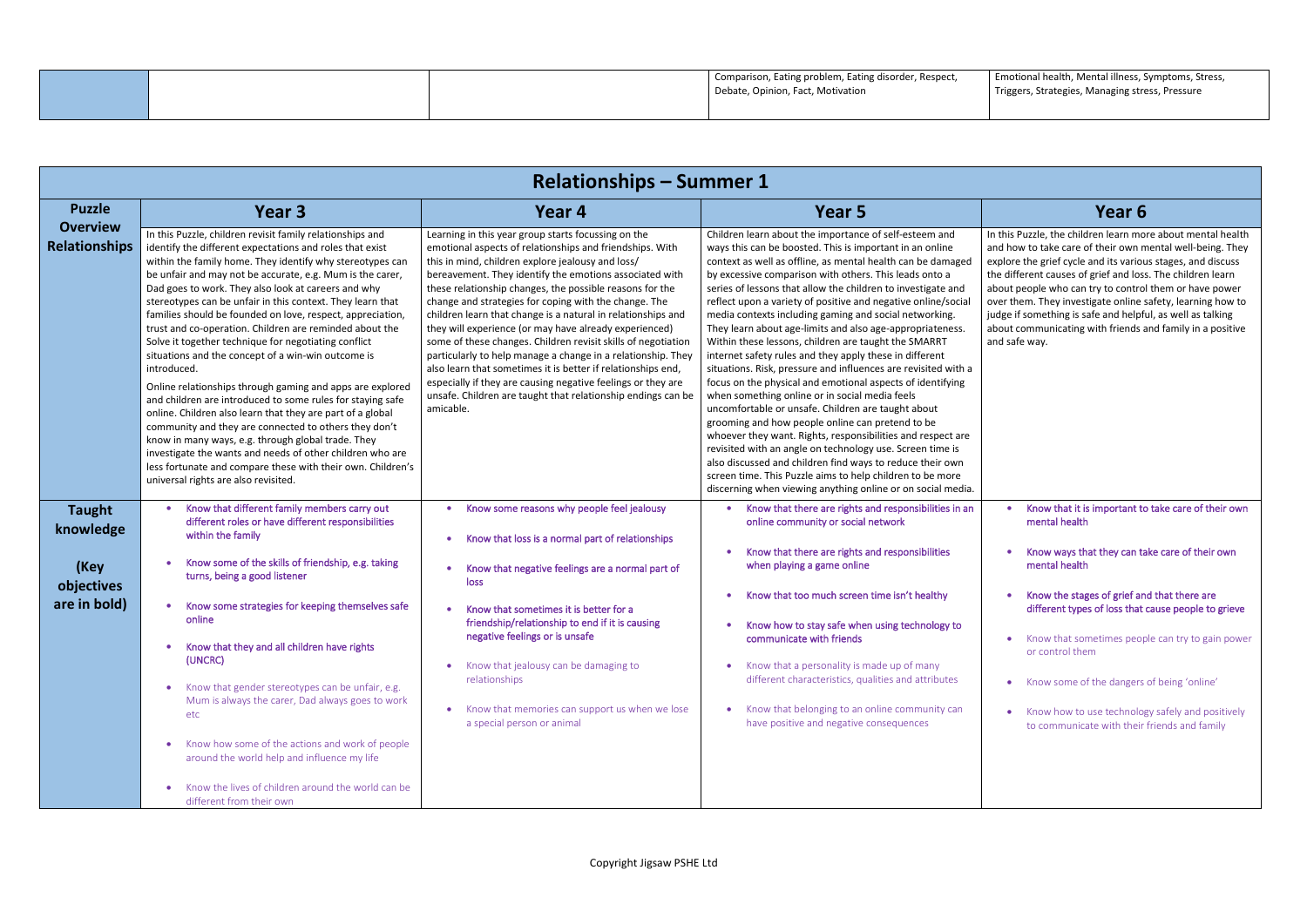| | | | Comparison, Eating problem, Eating disorder, Respect, Debate, Opinion, Fact, Motivation | Emotional health, Mental illness, Symptoms, Stress, Triggers, Strategies, Managing stress, Pressure |
|---|---|---|---|---|

## Relationships – Summer 1

| Puzzle | Year 3 | Year 4 | Year 5 | Year 6 |
|---|---|---|---|---|
| **Overview Relationships** | In this Puzzle, children revisit family relationships and identify the different expectations and roles that exist within the family home. They identify why stereotypes can be unfair and may not be accurate, e.g. Mum is the carer, Dad goes to work. They also look at careers and why stereotypes can be unfair in this context. They learn that families should be founded on love, respect, appreciation, trust and co-operation. Children are reminded about the Solve it together technique for negotiating conflict situations and the concept of a win-win outcome is introduced.<br><br>Online relationships through gaming and apps are explored and children are introduced to some rules for staying safe online. Children also learn that they are part of a global community and they are connected to others they don't know in many ways, e.g. through global trade. They investigate the wants and needs of other children who are less fortunate and compare these with their own. Children's universal rights are also revisited. | Learning in this year group starts focussing on the emotional aspects of relationships and friendships. With this in mind, children explore jealousy and loss/ bereavement. They identify the emotions associated with these relationship changes, the possible reasons for the change and strategies for coping with the change. The children learn that change is a natural in relationships and they will experience (or may have already experienced) some of these changes. Children revisit skills of negotiation particularly to help manage a change in a relationship. They also learn that sometimes it is better if relationships end, especially if they are causing negative feelings or they are unsafe. Children are taught that relationship endings can be amicable. | Children learn about the importance of self-esteem and ways this can be boosted. This is important in an online context as well as offline, as mental health can be damaged by excessive comparison with others. This leads onto a series of lessons that allow the children to investigate and reflect upon a variety of positive and negative online/social media contexts including gaming and social networking. They learn about age-limits and also age-appropriateness. Within these lessons, children are taught the SMARRT internet safety rules and they apply these in different situations. Risk, pressure and influences are revisited with a focus on the physical and emotional aspects of identifying when something online or in social media feels uncomfortable or unsafe. Children are taught about grooming and how people online can pretend to be whoever they want. Rights, responsibilities and respect are revisited with an angle on technology use. Screen time is also discussed and children find ways to reduce their own screen time. This Puzzle aims to help children to be more discerning when viewing anything online or on social media. | In this Puzzle, the children learn more about mental health and how to take care of their own mental well-being. They explore the grief cycle and its various stages, and discuss the different causes of grief and loss. The children learn about people who can try to control them or have power over them. They investigate online safety, learning how to judge if something is safe and helpful, as well as talking about communicating with friends and family in a positive and safe way. |
| **Taught knowledge<br><br>(Key objectives are in bold)** | • **Know that different family members carry out different roles or have different responsibilities within the family**<br>• **Know some of the skills of friendship, e.g. taking turns, being a good listener**<br>• **Know some strategies for keeping themselves safe online**<br>• **Know that they and all children have rights (UNCRC)**<br>• Know that gender stereotypes can be unfair, e.g. Mum is always the carer, Dad always goes to work etc<br>• Know how some of the actions and work of people around the world help and influence my life<br>• Know the lives of children around the world can be different from their own | • **Know some reasons why people feel jealousy**<br>• **Know that loss is a normal part of relationships**<br>• **Know that negative feelings are a normal part of loss**<br>• **Know that sometimes it is better for a friendship/relationship to end if it is causing negative feelings or is unsafe**<br>• Know that jealousy can be damaging to relationships<br>• Know that memories can support us when we lose a special person or animal | • **Know that there are rights and responsibilities in an online community or social network**<br>• **Know that there are rights and responsibilities when playing a game online**<br>• **Know that too much screen time isn't healthy**<br>• **Know how to stay safe when using technology to communicate with friends**<br>• Know that a personality is made up of many different characteristics, qualities and attributes<br>• Know that belonging to an online community can have positive and negative consequences | • **Know that it is important to take care of their own mental health**<br>• **Know ways that they can take care of their own mental health**<br>• **Know the stages of grief and that there are different types of loss that cause people to grieve**<br>• Know that sometimes people can try to gain power or control them<br>• Know some of the dangers of being 'online'<br>• Know how to use technology safely and positively to communicate with their friends and family |

Copyright Jigsaw PSHE Ltd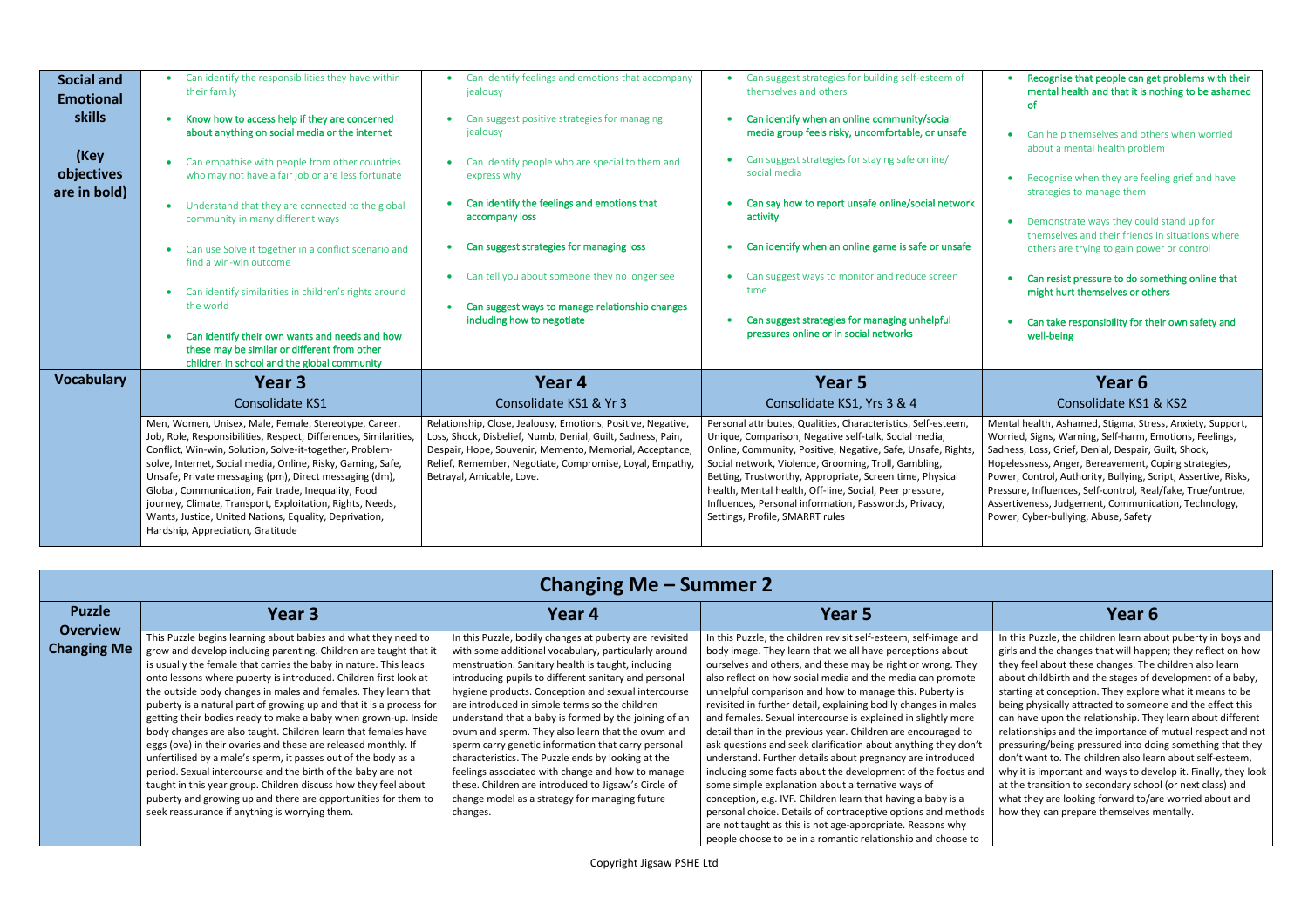| Social and Emotional skills (Key objectives are in bold) | • Can identify the responsibilities they have within their family<br>• **Know how to access help if they are concerned about anything on social media or the internet**<br>• Can empathise with people from other countries who may not have a fair job or are less fortunate<br>• Understand that they are connected to the global community in many different ways<br>• Can use Solve it together in a conflict scenario and find a win-win outcome<br>• Can identify similarities in children's rights around the world<br>• **Can identify their own wants and needs and how these may be similar or different from other children in school and the global community** | • Can identify feelings and emotions that accompany jealousy<br>• Can suggest positive strategies for managing jealousy<br>• Can identify people who are special to them and express why<br>• **Can identify the feelings and emotions that accompany loss**<br>• **Can suggest strategies for managing loss**<br>• Can tell you about someone they no longer see<br>• **Can suggest ways to manage relationship changes including how to negotiate** | • Can suggest strategies for building self-esteem of themselves and others<br>• **Can identify when an online community/social media group feels risky, uncomfortable, or unsafe**<br>• Can suggest strategies for staying safe online/ social media<br>• **Can say how to report unsafe online/social network activity**<br>• **Can identify when an online game is safe or unsafe**<br>• Can suggest ways to monitor and reduce screen time<br>• **Can suggest strategies for managing unhelpful pressures online or in social networks** | • **Recognise that people can get problems with their mental health and that it is nothing to be ashamed of**<br>• Can help themselves and others when worried about a mental health problem<br>• Recognise when they are feeling grief and have strategies to manage them<br>• Demonstrate ways they could stand up for themselves and their friends in situations where others are trying to gain power or control<br>• **Can resist pressure to do something online that might hurt themselves or others**<br>• **Can take responsibility for their own safety and well-being** |
|---|---|---|---|---|
| **Vocabulary** | **Year 3**<br>Consolidate KS1 | **Year 4**<br>Consolidate KS1 & Yr 3 | **Year 5**<br>Consolidate KS1, Yrs 3 & 4 | **Year 6**<br>Consolidate KS1 & KS2 |
| | Men, Women, Unisex, Male, Female, Stereotype, Career, Job, Role, Responsibilities, Respect, Differences, Similarities, Conflict, Win-win, Solution, Solve-it-together, Problem-solve, Internet, Social media, Online, Risky, Gaming, Safe, Unsafe, Private messaging (pm), Direct messaging (dm), Global, Communication, Fair trade, Inequality, Food journey, Climate, Transport, Exploitation, Rights, Needs, Wants, Justice, United Nations, Equality, Deprivation, Hardship, Appreciation, Gratitude | Relationship, Close, Jealousy, Emotions, Positive, Negative, Loss, Shock, Disbelief, Numb, Denial, Guilt, Sadness, Pain, Despair, Hope, Souvenir, Memento, Memorial, Acceptance, Relief, Remember, Negotiate, Compromise, Loyal, Empathy, Betrayal, Amicable, Love. | Personal attributes, Qualities, Characteristics, Self-esteem, Unique, Comparison, Negative self-talk, Social media, Online, Community, Positive, Negative, Safe, Unsafe, Rights, Social network, Violence, Grooming, Troll, Gambling, Betting, Trustworthy, Appropriate, Screen time, Physical health, Mental health, Off-line, Social, Peer pressure, Influences, Personal information, Passwords, Privacy, Settings, Profile, SMARRT rules | Mental health, Ashamed, Stigma, Stress, Anxiety, Support, Worried, Signs, Warning, Self-harm, Emotions, Feelings, Sadness, Loss, Grief, Denial, Despair, Guilt, Shock, Hopelessness, Anger, Bereavement, Coping strategies, Power, Control, Authority, Bullying, Script, Assertive, Risks, Pressure, Influences, Self-control, Real/fake, True/untrue, Assertiveness, Judgement, Communication, Technology, Power, Cyber-bullying, Abuse, Safety |

## Changing Me – Summer 2

| Puzzle Overview Changing Me | Year 3 | Year 4 | Year 5 | Year 6 |
|---|---|---|---|---|
| | This Puzzle begins learning about babies and what they need to grow and develop including parenting. Children are taught that it is usually the female that carries the baby in nature. This leads onto lessons where puberty is introduced. Children first look at the outside body changes in males and females. They learn that puberty is a natural part of growing up and that it is a process for getting their bodies ready to make a baby when grown-up. Inside body changes are also taught. Children learn that females have eggs (ova) in their ovaries and these are released monthly. If unfertilised by a male's sperm, it passes out of the body as a period. Sexual intercourse and the birth of the baby are not taught in this year group. Children discuss how they feel about puberty and growing up and there are opportunities for them to seek reassurance if anything is worrying them. | In this Puzzle, bodily changes at puberty are revisited with some additional vocabulary, particularly around menstruation. Sanitary health is taught, including introducing pupils to different sanitary and personal hygiene products. Conception and sexual intercourse are introduced in simple terms so the children understand that a baby is formed by the joining of an ovum and sperm. They also learn that the ovum and sperm carry genetic information that carry personal characteristics. The Puzzle ends by looking at the feelings associated with change and how to manage these. Children are introduced to Jigsaw's Circle of change model as a strategy for managing future changes. | In this Puzzle, the children revisit self-esteem, self-image and body image. They learn that we all have perceptions about ourselves and others, and these may be right or wrong. They also reflect on how social media and the media can promote unhelpful comparison and how to manage this. Puberty is revisited in further detail, explaining bodily changes in males and females. Sexual intercourse is explained in slightly more detail than in the previous year. Children are encouraged to ask questions and seek clarification about anything they don't understand. Further details about pregnancy are introduced including some facts about the development of the foetus and some simple explanation about alternative ways of conception, e.g. IVF. Children learn that having a baby is a personal choice. Details of contraceptive options and methods are not taught as this is not age-appropriate. Reasons why people choose to be in a romantic relationship and choose to | In this Puzzle, the children learn about puberty in boys and girls and the changes that will happen; they reflect on how they feel about these changes. The children also learn about childbirth and the stages of development of a baby, starting at conception. They explore what it means to be being physically attracted to someone and the effect this can have upon the relationship. They learn about different relationships and the importance of mutual respect and not pressuring/being pressured into doing something that they don't want to. The children also learn about self-esteem, why it is important and ways to develop it. Finally, they look at the transition to secondary school (or next class) and what they are looking forward to/are worried about and how they can prepare themselves mentally. |

Copyright Jigsaw PSHE Ltd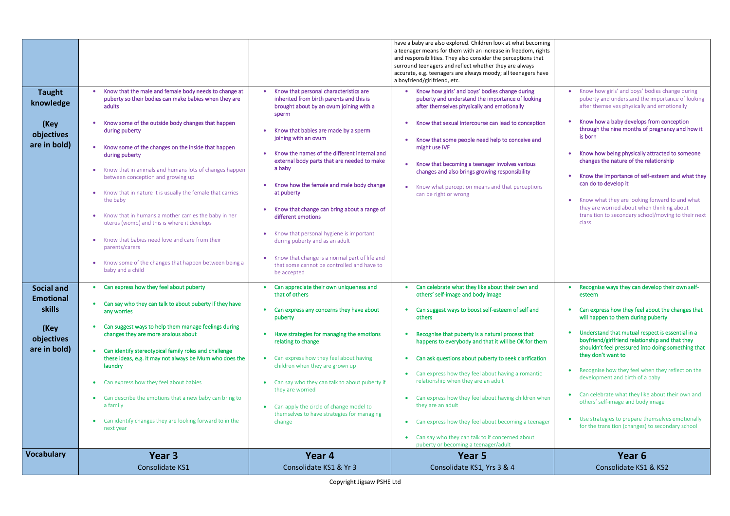| | | | | |
|---|---|---|---|---|
| | | | have a baby are also explored. Children look at what becoming a teenager means for them with an increase in freedom, rights and responsibilities. They also consider the perceptions that surround teenagers and reflect whether they are always accurate, e.g. teenagers are always moody; all teenagers have a boyfriend/girlfriend, etc. | |
| **Taught knowledge**<br><br>**(Key objectives are in bold)** | • **Know that the male and female body needs to change at puberty so their bodies can make babies when they are adults**<br>• **Know some of the outside body changes that happen during puberty**<br>• **Know some of the changes on the inside that happen during puberty**<br>• Know that in animals and humans lots of changes happen between conception and growing up<br>• Know that in nature it is usually the female that carries the baby<br>• Know that in humans a mother carries the baby in her uterus (womb) and this is where it develops<br>• Know that babies need love and care from their parents/carers<br>• Know some of the changes that happen between being a baby and a child | • **Know that personal characteristics are inherited from birth parents and this is brought about by an ovum joining with a sperm**<br>• **Know that babies are made by a sperm joining with an ovum**<br>• **Know the names of the different internal and external body parts that are needed to make a baby**<br>• **Know how the female and male body change at puberty**<br>• **Know that change can bring about a range of different emotions**<br>• Know that personal hygiene is important during puberty and as an adult<br>• Know that change is a normal part of life and that some cannot be controlled and have to be accepted | • **Know how girls' and boys' bodies change during puberty and understand the importance of looking after themselves physically and emotionally**<br>• **Know that sexual intercourse can lead to conception**<br>• **Know that some people need help to conceive and might use IVF**<br>• **Know that becoming a teenager involves various changes and also brings growing responsibility**<br>• Know what perception means and that perceptions can be right or wrong | • Know how girls' and boys' bodies change during puberty and understand the importance of looking after themselves physically and emotionally<br>• **Know how a baby develops from conception through the nine months of pregnancy and how it is born**<br>• **Know how being physically attracted to someone changes the nature of the relationship**<br>• **Know the importance of self-esteem and what they can do to develop it**<br>• Know what they are looking forward to and what they are worried about when thinking about transition to secondary school/moving to their next class |
| **Social and Emotional skills**<br><br>**(Key objectives are in bold)** | • **Can express how they feel about puberty**<br>• **Can say who they can talk to about puberty if they have any worries**<br>• **Can suggest ways to help them manage feelings during changes they are more anxious about**<br>• **Can identify stereotypical family roles and challenge these ideas, e.g. it may not always be Mum who does the laundry**<br>• Can express how they feel about babies<br>• Can describe the emotions that a new baby can bring to a family<br>• Can identify changes they are looking forward to in the next year | • **Can appreciate their own uniqueness and that of others**<br>• **Can express any concerns they have about puberty**<br>• **Have strategies for managing the emotions relating to change**<br>• Can express how they feel about having children when they are grown up<br>• Can say who they can talk to about puberty if they are worried<br>• Can apply the circle of change model to themselves to have strategies for managing change | • **Can celebrate what they like about their own and others' self-image and body image**<br>• **Can suggest ways to boost self-esteem of self and others**<br>• **Recognise that puberty is a natural process that happens to everybody and that it will be OK for them**<br>• **Can ask questions about puberty to seek clarification**<br>• Can express how they feel about having a romantic relationship when they are an adult<br>• Can express how they feel about having children when they are an adult<br>• Can express how they feel about becoming a teenager<br>• Can say who they can talk to if concerned about puberty or becoming a teenager/adult | • **Recognise ways they can develop their own self-esteem**<br>• **Can express how they feel about the changes that will happen to them during puberty**<br>• **Understand that mutual respect is essential in a boyfriend/girlfriend relationship and that they shouldn't feel pressured into doing something that they don't want to**<br>• Recognise how they feel when they reflect on the development and birth of a baby<br>• Can celebrate what they like about their own and others' self-image and body image<br>• Use strategies to prepare themselves emotionally for the transition (changes) to secondary school |
| **Vocabulary** | **Year 3**<br>Consolidate KS1 | **Year 4**<br>Consolidate KS1 & Yr 3 | **Year 5**<br>Consolidate KS1, Yrs 3 & 4 | **Year 6**<br>Consolidate KS1 & KS2 |

Copyright Jigsaw PSHE Ltd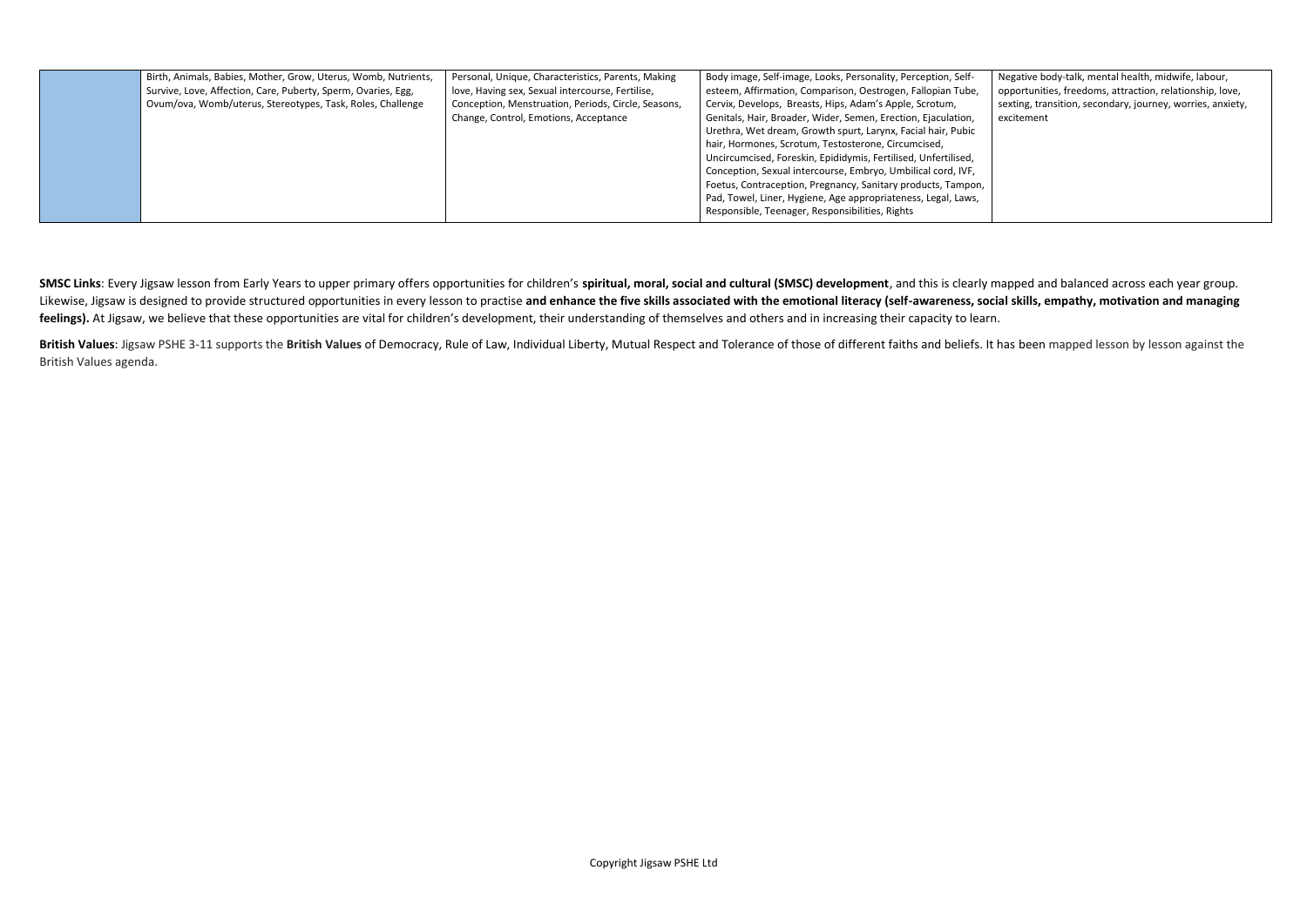| | | | | |
|---|---|---|---|---|
| | Birth, Animals, Babies, Mother, Grow, Uterus, Womb, Nutrients, Survive, Love, Affection, Care, Puberty, Sperm, Ovaries, Egg, Ovum/ova, Womb/uterus, Stereotypes, Task, Roles, Challenge | Personal, Unique, Characteristics, Parents, Making love, Having sex, Sexual intercourse, Fertilise, Conception, Menstruation, Periods, Circle, Seasons, Change, Control, Emotions, Acceptance | Body image, Self-image, Looks, Personality, Perception, Self-esteem, Affirmation, Comparison, Oestrogen, Fallopian Tube, Cervix, Develops, Breasts, Hips, Adam's Apple, Scrotum, Genitals, Hair, Broader, Wider, Semen, Erection, Ejaculation, Urethra, Wet dream, Growth spurt, Larynx, Facial hair, Pubic hair, Hormones, Scrotum, Testosterone, Circumcised, Uncircumcised, Foreskin, Epididymis, Fertilised, Unfertilised, Conception, Sexual intercourse, Embryo, Umbilical cord, IVF, Foetus, Contraception, Pregnancy, Sanitary products, Tampon, Pad, Towel, Liner, Hygiene, Age appropriateness, Legal, Laws, Responsible, Teenager, Responsibilities, Rights | Negative body-talk, mental health, midwife, labour, opportunities, freedoms, attraction, relationship, love, sexting, transition, secondary, journey, worries, anxiety, excitement |

**SMSC Links**: Every Jigsaw lesson from Early Years to upper primary offers opportunities for children's **spiritual, moral, social and cultural (SMSC) development**, and this is clearly mapped and balanced across each year group. Likewise, Jigsaw is designed to provide structured opportunities in every lesson to practise **and enhance the five skills associated with the emotional literacy (self-awareness, social skills, empathy, motivation and managing feelings).** At Jigsaw, we believe that these opportunities are vital for children's development, their understanding of themselves and others and in increasing their capacity to learn.

**British Values**: Jigsaw PSHE 3-11 supports the **British Values** of Democracy, Rule of Law, Individual Liberty, Mutual Respect and Tolerance of those of different faiths and beliefs. It has been mapped lesson by lesson against the British Values agenda.

Copyright Jigsaw PSHE Ltd